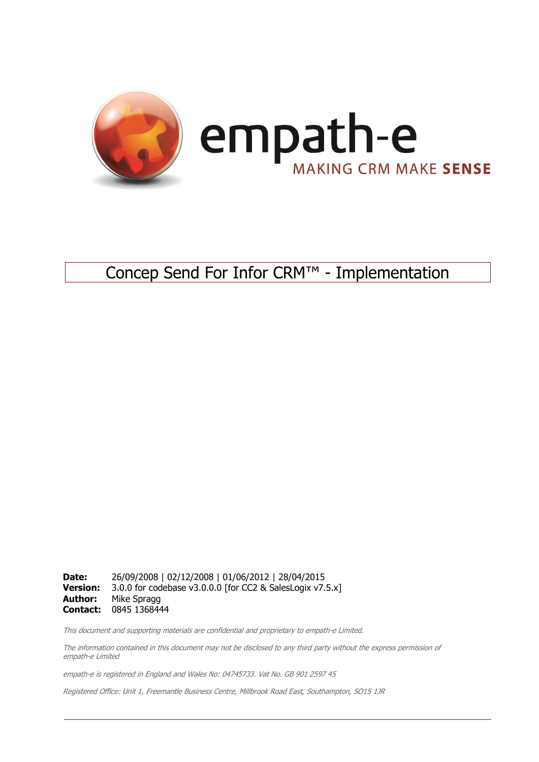empath-e

MAKING CRM MAKE **SENSE**

# Concep Send For Infor CRM™ - Implementation

**Date:** 26/09/2008 | 02/12/2008 | 01/06/2012 | 28/04/2015
**Version:** 3.0.0 for codebase v3.0.0.0 [for CC2 & SalesLogix v7.5.x]
**Author:** Mike Spragg
**Contact:** 0845 1368444

*This document and supporting materials are confidential and proprietary to empath-e Limited.*

*The information contained in this document may not be disclosed to any third party without the express permission of empath-e Limited*

*empath-e is registered in England and Wales No: 04745733. Vat No. GB 901 2597 45*

*Registered Office: Unit 1, Freemantle Business Centre, Millbrook Road East, Southampton, SO15 1JR*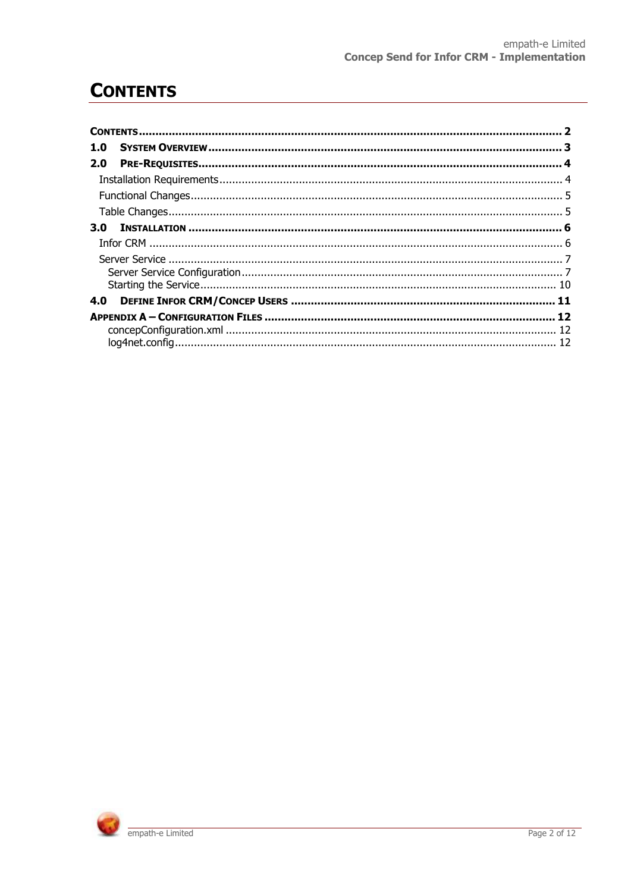# CONTENTS

- CONTENTS ..... 2
- 1.0 SYSTEM OVERVIEW ..... 3
- 2.0 PRE-REQUISITES ..... 4
  - Installation Requirements ..... 4
  - Functional Changes ..... 5
  - Table Changes ..... 5
- 3.0 INSTALLATION ..... 6
  - Infor CRM ..... 6
  - Server Service ..... 7
    - Server Service Configuration ..... 7
    - Starting the Service ..... 10
- 4.0 DEFINE INFOR CRM/CONCEP USERS ..... 11
- APPENDIX A – CONFIGURATION FILES ..... 12
  - concepConfiguration.xml ..... 12
  - log4net.config ..... 12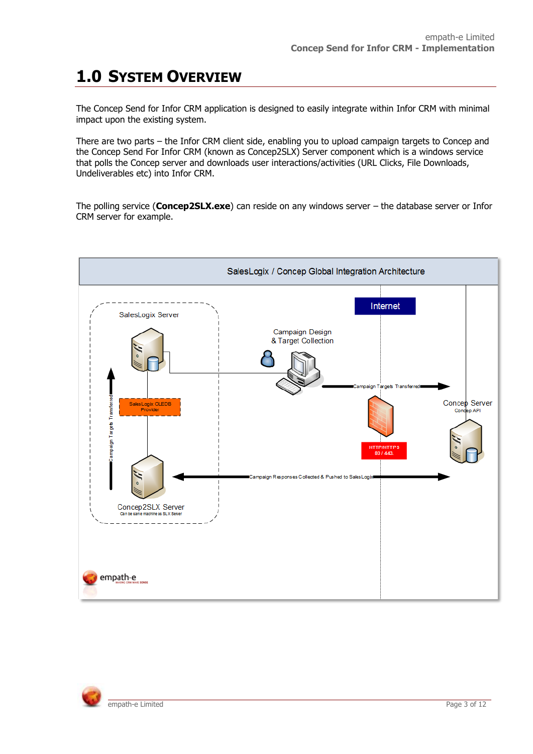# 1.0 System Overview

The Concep Send for Infor CRM application is designed to easily integrate within Infor CRM with minimal impact upon the existing system.

There are two parts – the Infor CRM client side, enabling you to upload campaign targets to Concep and the Concep Send For Infor CRM (known as Concep2SLX) Server component which is a windows service that polls the Concep server and downloads user interactions/activities (URL Clicks, File Downloads, Undeliverables etc) into Infor CRM.

The polling service (**Concep2SLX.exe**) can reside on any windows server – the database server or Infor CRM server for example.

SalesLogix / Concep Global Integration Architecture

SalesLogix Server

SalesLogix OLEDB Provider

Campaign Targets Transferred

Concep2SLX Server

Can be same machine as SLX Server

Campaign Design & Target Collection

Internet

Campaign Targets Transferred

HTTP/HTTPS 80 / 443.

Concep Server

Concep API

Campaign Responses Collected & Pushed to SalesLogix

empath-e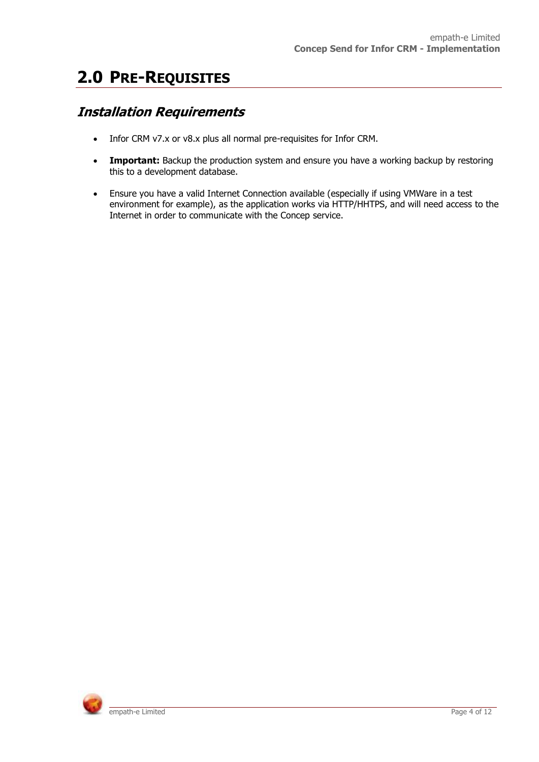# 2.0 PRE-REQUISITES

## *Installation Requirements*

- Infor CRM v7.x or v8.x plus all normal pre-requisites for Infor CRM.
- **Important:** Backup the production system and ensure you have a working backup by restoring this to a development database.
- Ensure you have a valid Internet Connection available (especially if using VMWare in a test environment for example), as the application works via HTTP/HHTPS, and will need access to the Internet in order to communicate with the Concep service.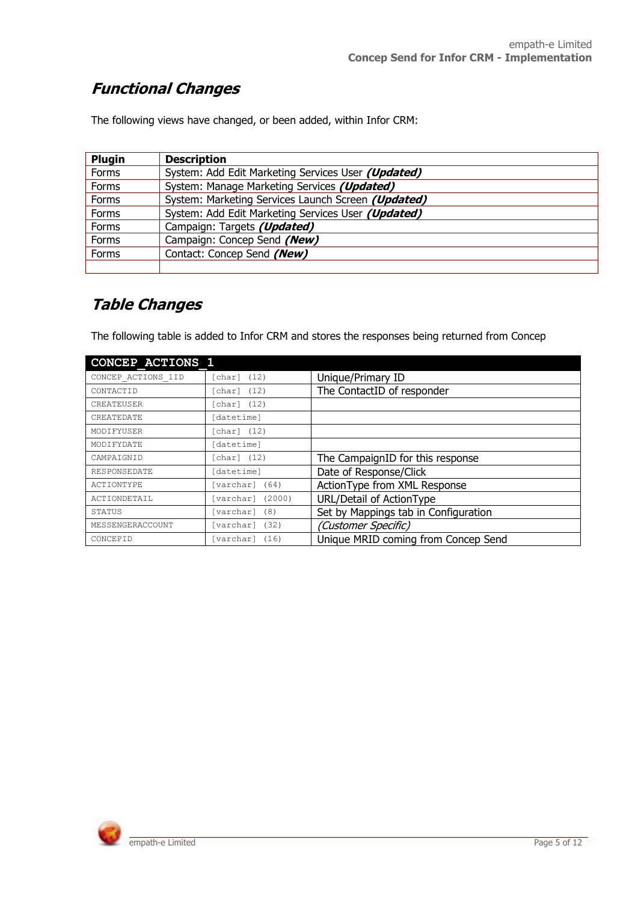## ***Functional Changes***

The following views have changed, or been added, within Infor CRM:

| Plugin | Description |
|---|---|
| Forms | System: Add Edit Marketing Services User ***(Updated)*** |
| Forms | System: Manage Marketing Services ***(Updated)*** |
| Forms | System: Marketing Services Launch Screen ***(Updated)*** |
| Forms | System: Add Edit Marketing Services User ***(Updated)*** |
| Forms | Campaign: Targets ***(Updated)*** |
| Forms | Campaign: Concep Send ***(New)*** |
| Forms | Contact: Concep Send ***(New)*** |
| | |

## ***Table Changes***

The following table is added to Infor CRM and stores the responses being returned from Concep

| CONCEP_ACTIONS_1 | | |
|---|---|---|
| CONCEP_ACTIONS_1ID | [char] (12) | Unique/Primary ID |
| CONTACTID | [char] (12) | The ContactID of responder |
| CREATEUSER | [char] (12) | |
| CREATEDATE | [datetime] | |
| MODIFYUSER | [char] (12) | |
| MODIFYDATE | [datetime] | |
| CAMPAIGNID | [char] (12) | The CampaignID for this response |
| RESPONSEDATE | [datetime] | Date of Response/Click |
| ACTIONTYPE | [varchar] (64) | ActionType from XML Response |
| ACTIONDETAIL | [varchar] (2000) | URL/Detail of ActionType |
| STATUS | [varchar] (8) | Set by Mappings tab in Configuration |
| MESSENGERACCOUNT | [varchar] (32) | *(Customer Specific)* |
| CONCEPID | [varchar] (16) | Unique MRID coming from Concep Send |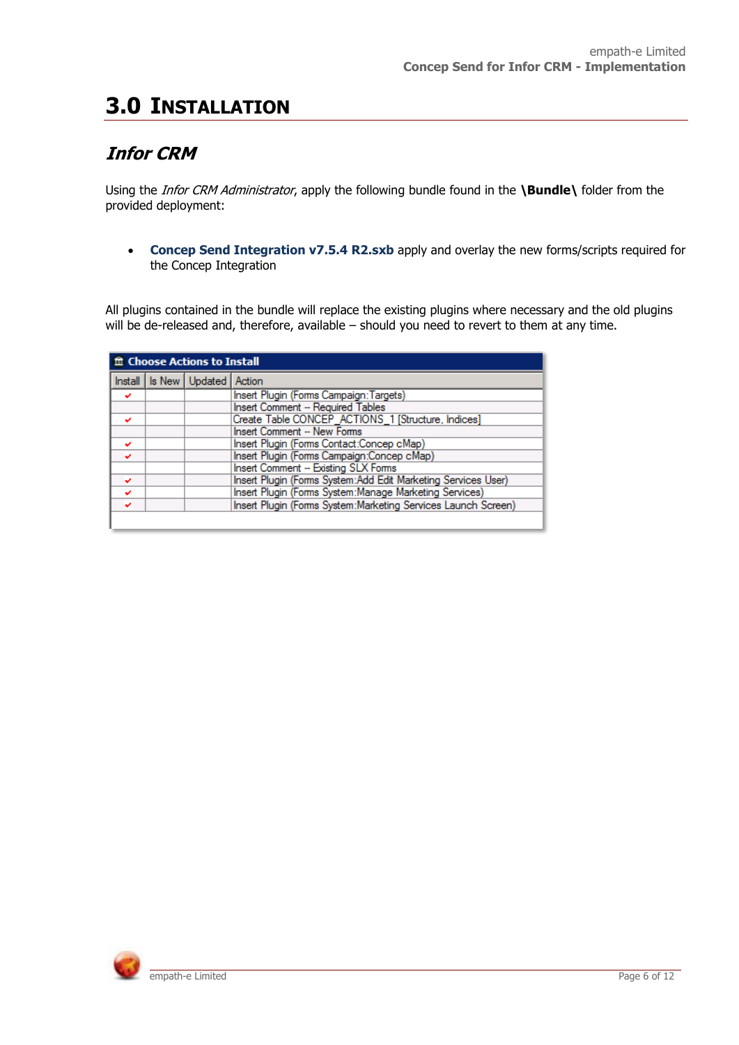# 3.0 INSTALLATION

## *Infor CRM*

Using the *Infor CRM Administrator*, apply the following bundle found in the **\Bundle\** folder from the provided deployment:

- **Concep Send Integration v7.5.4 R2.sxb** apply and overlay the new forms/scripts required for the Concep Integration

All plugins contained in the bundle will replace the existing plugins where necessary and the old plugins will be de-released and, therefore, available – should you need to revert to them at any time.

**Choose Actions to Install**

| Install | Is New | Updated | Action |
| --- | --- | --- | --- |
| ✔ | | | Insert Plugin (Forms Campaign:Targets) |
| | | | Insert Comment -- Required Tables |
| ✔ | | | Create Table CONCEP_ACTIONS_1 [Structure, Indices] |
| | | | Insert Comment -- New Forms |
| ✔ | | | Insert Plugin (Forms Contact:Concep cMap) |
| ✔ | | | Insert Plugin (Forms Campaign:Concep cMap) |
| | | | Insert Comment -- Existing SLX Forms |
| ✔ | | | Insert Plugin (Forms System:Add Edit Marketing Services User) |
| ✔ | | | Insert Plugin (Forms System:Manage Marketing Services) |
| ✔ | | | Insert Plugin (Forms System:Marketing Services Launch Screen) |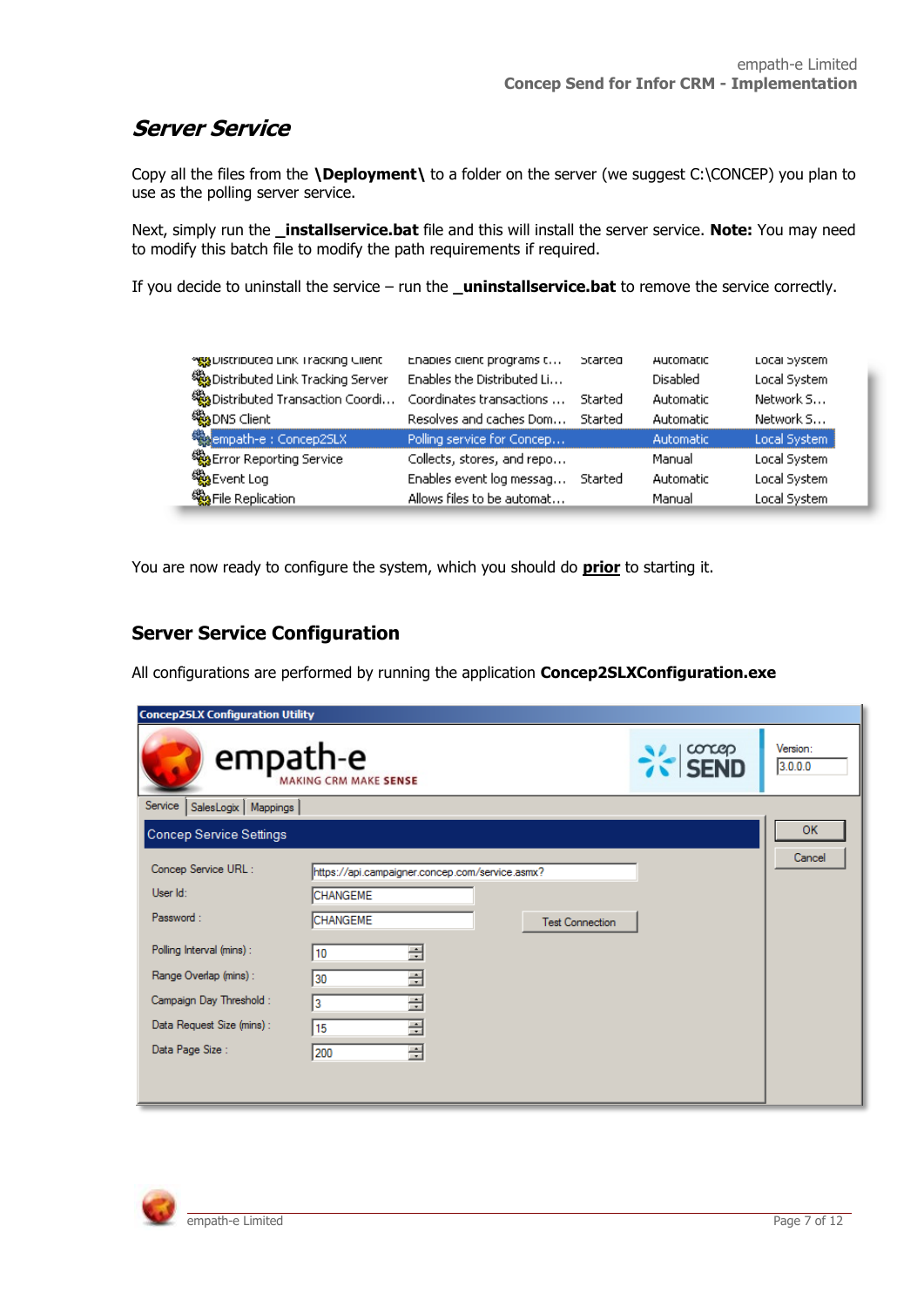## Server Service

Copy all the files from the **\Deployment\** to a folder on the server (we suggest C:\CONCEP) you plan to use as the polling server service.

Next, simply run the **_installservice.bat** file and this will install the server service. **Note:** You may need to modify this batch file to modify the path requirements if required.

If you decide to uninstall the service – run the **_uninstallservice.bat** to remove the service correctly.

| | | | | |
|---|---|---|---|---|
| Distributed Link Tracking Client | Enables client programs t... | Started | Automatic | Local System |
| Distributed Link Tracking Server | Enables the Distributed Li... | | Disabled | Local System |
| Distributed Transaction Coordi... | Coordinates transactions ... | Started | Automatic | Network S... |
| DNS Client | Resolves and caches Dom... | Started | Automatic | Network S... |
| empath-e : Concep2SLX | Polling service for Concep... | | Automatic | Local System |
| Error Reporting Service | Collects, stores, and repo... | | Manual | Local System |
| Event Log | Enables event log messag... | Started | Automatic | Local System |
| File Replication | Allows files to be automat... | | Manual | Local System |

You are now ready to configure the system, which you should do **prior** to starting it.

## Server Service Configuration

All configurations are performed by running the application **Concep2SLXConfiguration.exe**

Concep2SLX Configuration Utility

Version: 3.0.0.0

Service | SalesLogix | Mappings

Concep Service Settings

| | |
|---|---|
| Concep Service URL : | https://api.campaigner.concep.com/service.asmx? |
| User Id: | CHANGEME |
| Password : | CHANGEME |
| Polling Interval (mins) : | 10 |
| Range Overlap (mins) : | 30 |
| Campaign Day Threshold : | 3 |
| Data Request Size (mins) : | 15 |
| Data Page Size : | 200 |

Test Connection | OK | Cancel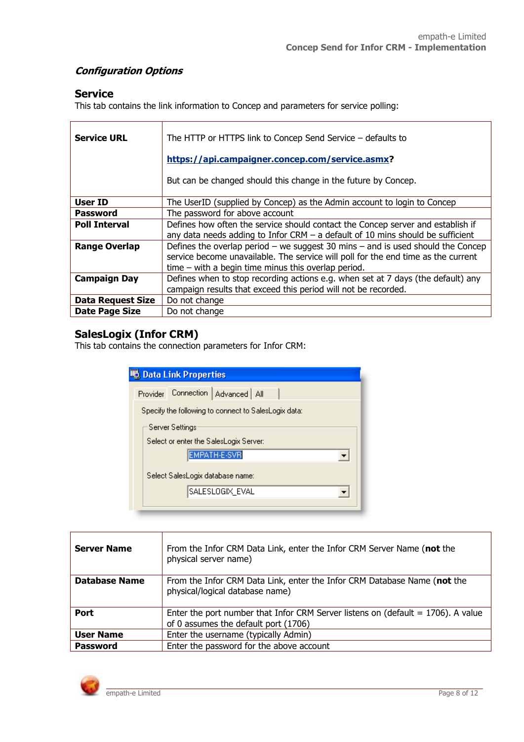### *Configuration Options*

## Service

This tab contains the link information to Concep and parameters for service polling:

| | |
|---|---|
| **Service URL** | The HTTP or HTTPS link to Concep Send Service – defaults to<br><br>**https://api.campaigner.concep.com/service.asmx?**<br><br>But can be changed should this change in the future by Concep. |
| **User ID** | The UserID (supplied by Concep) as the Admin account to login to Concep |
| **Password** | The password for above account |
| **Poll Interval** | Defines how often the service should contact the Concep server and establish if any data needs adding to Infor CRM – a default of 10 mins should be sufficient |
| **Range Overlap** | Defines the overlap period – we suggest 30 mins – and is used should the Concep service become unavailable. The service will poll for the end time as the current time – with a begin time minus this overlap period. |
| **Campaign Day** | Defines when to stop recording actions e.g. when set at 7 days (the default) any campaign results that exceed this period will not be recorded. |
| **Data Request Size** | Do not change |
| **Date Page Size** | Do not change |

## SalesLogix (Infor CRM)

This tab contains the connection parameters for Infor CRM:

| | |
|---|---|
| **Server Name** | From the Infor CRM Data Link, enter the Infor CRM Server Name (**not** the physical server name) |
| **Database Name** | From the Infor CRM Data Link, enter the Infor CRM Database Name (**not** the physical/logical database name) |
| **Port** | Enter the port number that Infor CRM Server listens on (default = 1706). A value of 0 assumes the default port (1706) |
| **User Name** | Enter the username (typically Admin) |
| **Password** | Enter the password for the above account |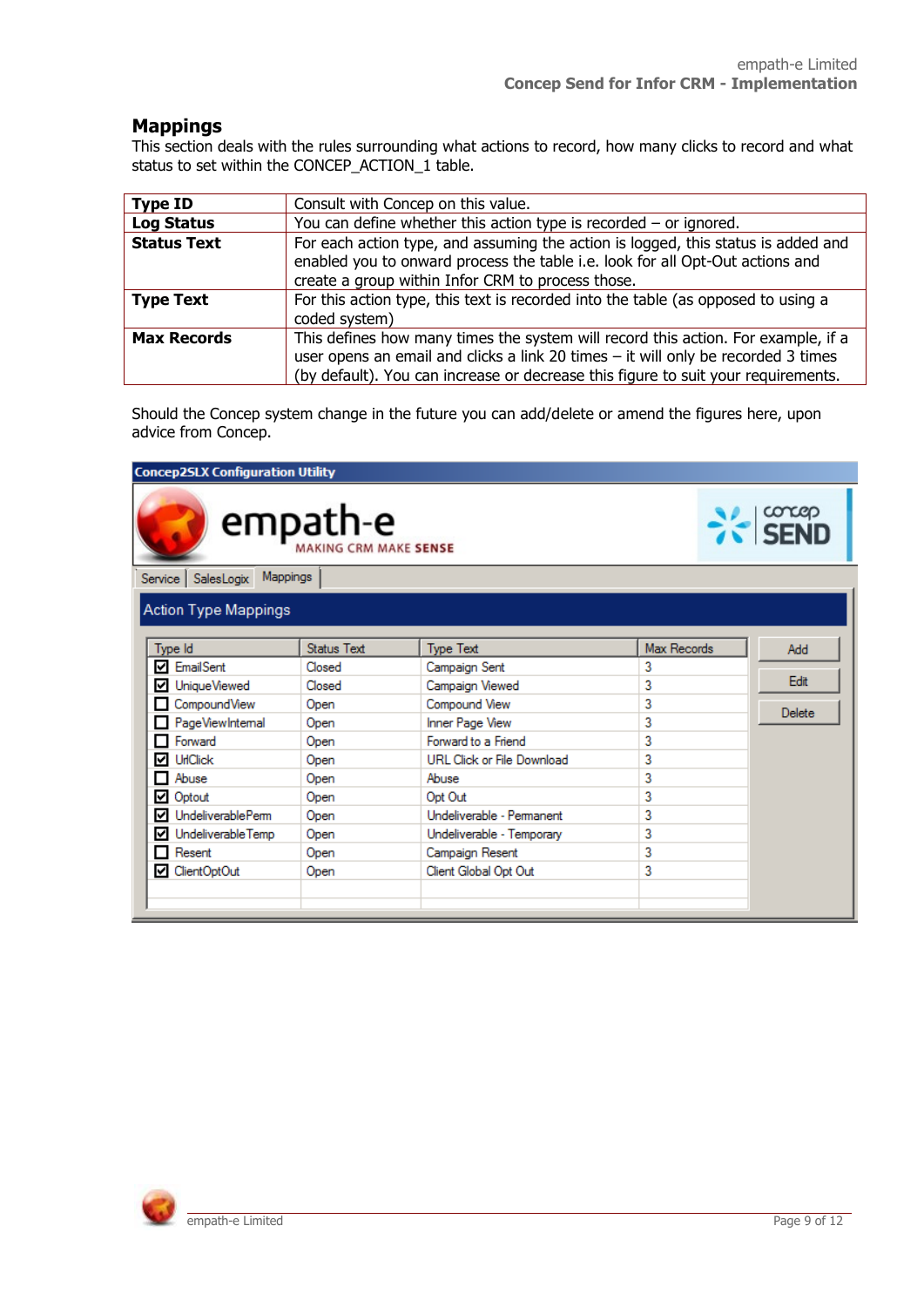## Mappings

This section deals with the rules surrounding what actions to record, how many clicks to record and what status to set within the CONCEP_ACTION_1 table.

| | |
|---|---|
| **Type ID** | Consult with Concep on this value. |
| **Log Status** | You can define whether this action type is recorded – or ignored. |
| **Status Text** | For each action type, and assuming the action is logged, this status is added and enabled you to onward process the table i.e. look for all Opt-Out actions and create a group within Infor CRM to process those. |
| **Type Text** | For this action type, this text is recorded into the table (as opposed to using a coded system) |
| **Max Records** | This defines how many times the system will record this action. For example, if a user opens an email and clicks a link 20 times – it will only be recorded 3 times (by default). You can increase or decrease this figure to suit your requirements. |

Should the Concep system change in the future you can add/delete or amend the figures here, upon advice from Concep.

**Concep2SLX Configuration Utility**

Service | SalesLogix | Mappings

**Action Type Mappings**

| Type Id | Status Text | Type Text | Max Records |
|---|---|---|---|
| ☑ EmailSent | Closed | Campaign Sent | 3 |
| ☑ UniqueViewed | Closed | Campaign Viewed | 3 |
| ☐ CompoundView | Open | Compound View | 3 |
| ☐ PageViewInternal | Open | Inner Page View | 3 |
| ☐ Forward | Open | Forward to a Friend | 3 |
| ☑ UrlClick | Open | URL Click or File Download | 3 |
| ☐ Abuse | Open | Abuse | 3 |
| ☑ Optout | Open | Opt Out | 3 |
| ☑ UndeliverablePerm | Open | Undeliverable - Permanent | 3 |
| ☑ UndeliverableTemp | Open | Undeliverable - Temporary | 3 |
| ☐ Resent | Open | Campaign Resent | 3 |
| ☑ ClientOptOut | Open | Client Global Opt Out | 3 |

Add | Edit | Delete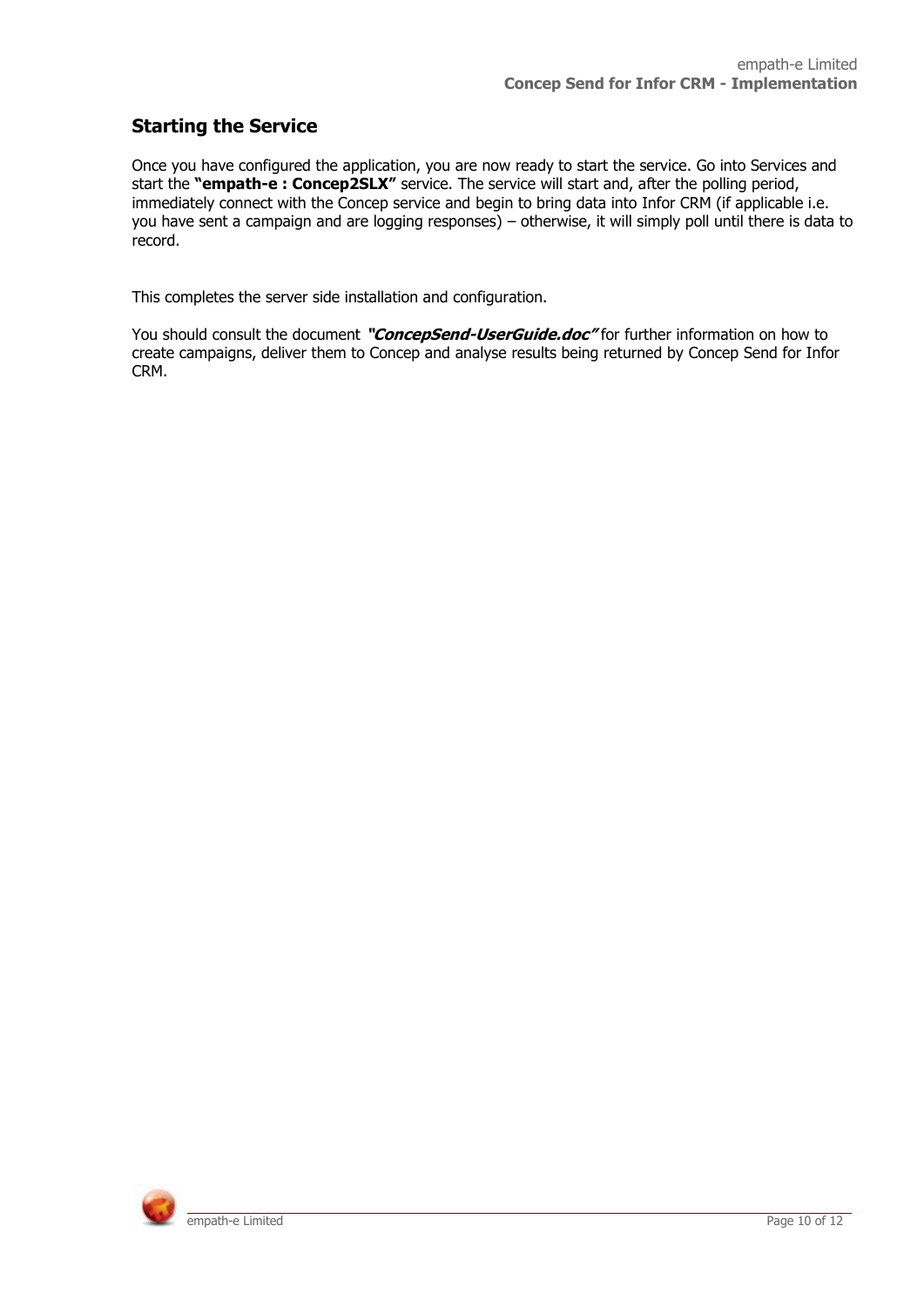## Starting the Service

Once you have configured the application, you are now ready to start the service. Go into Services and start the **"empath-e : Concep2SLX"** service. The service will start and, after the polling period, immediately connect with the Concep service and begin to bring data into Infor CRM (if applicable i.e. you have sent a campaign and are logging responses) – otherwise, it will simply poll until there is data to record.

This completes the server side installation and configuration.

You should consult the document ***"ConcepSend-UserGuide.doc"*** for further information on how to create campaigns, deliver them to Concep and analyse results being returned by Concep Send for Infor CRM.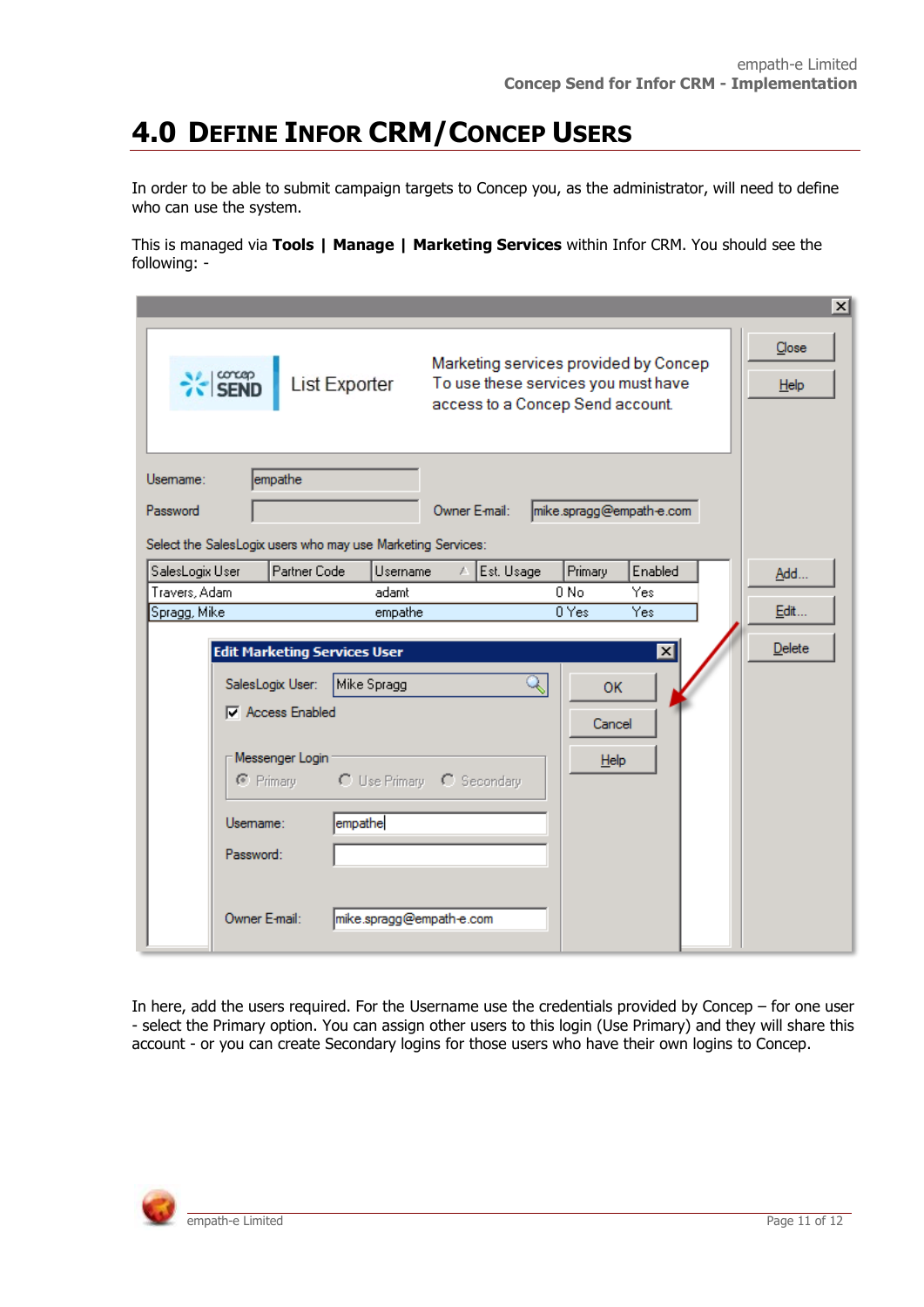# 4.0 Define Infor CRM/Concep Users

In order to be able to submit campaign targets to Concep you, as the administrator, will need to define who can use the system.

This is managed via **Tools | Manage | Marketing Services** within Infor CRM. You should see the following: -

In here, add the users required. For the Username use the credentials provided by Concep – for one user - select the Primary option. You can assign other users to this login (Use Primary) and they will share this account - or you can create Secondary logins for those users who have their own logins to Concep.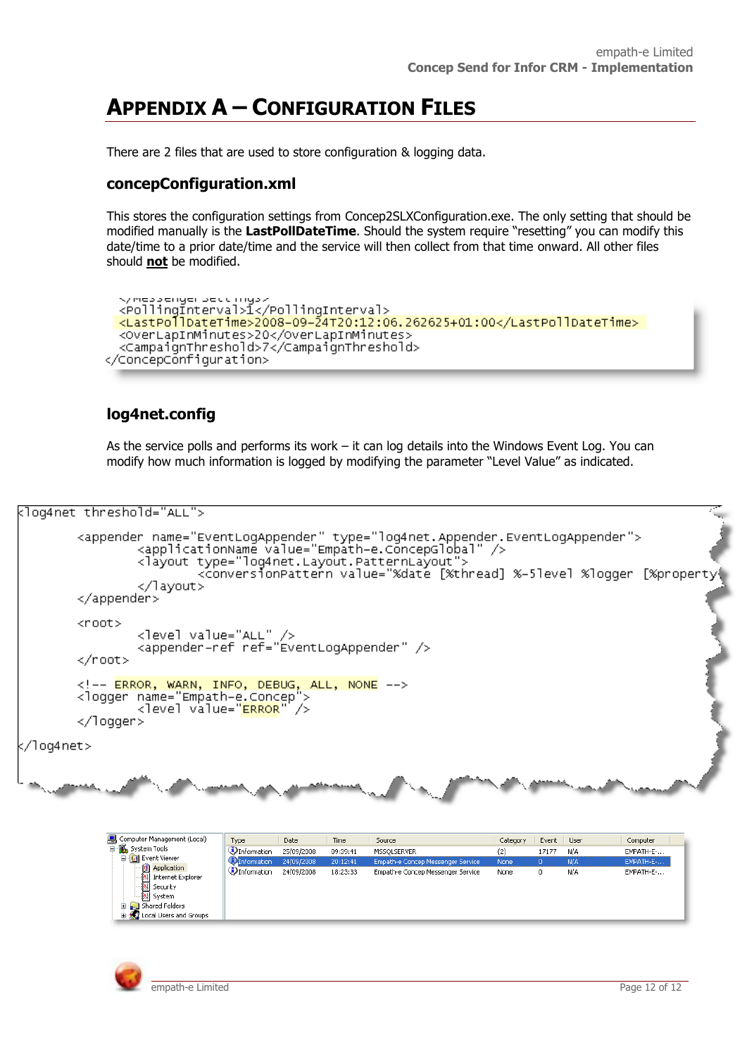# APPENDIX A – CONFIGURATION FILES

There are 2 files that are used to store configuration & logging data.

### concepConfiguration.xml

This stores the configuration settings from Concep2SLXConfiguration.exe. The only setting that should be modified manually is the **LastPollDateTime**. Should the system require "resetting" you can modify this date/time to a prior date/time and the service will then collect from that time onward. All other files should **not** be modified.

```
  </MessengerSettings>
  <PollingInterval>1</PollingInterval>
  <LastPollDateTime>2008-09-24T20:12:06.262625+01:00</LastPollDateTime>
  <OverLapInMinutes>20</OverLapInMinutes>
  <CampaignThreshold>7</CampaignThreshold>
</ConcepConfiguration>
```

### log4net.config

As the service polls and performs its work – it can log details into the Windows Event Log. You can modify how much information is logged by modifying the parameter "Level Value" as indicated.

```
<log4net threshold="ALL">

        <appender name="EventLogAppender" type="log4net.Appender.EventLogAppender">
                <applicationName value="Empath-e.ConcepGlobal" />
                <layout type="log4net.Layout.PatternLayout">
                        <conversionPattern value="%date [%thread] %-5level %logger [%property
                </layout>
        </appender>

        <root>
                <level value="ALL" />
                <appender-ref ref="EventLogAppender" />
        </root>

        <!-- ERROR, WARN, INFO, DEBUG, ALL, NONE -->
        <logger name="Empath-e.Concep">
                <level value="ERROR" />
        </logger>

</log4net>
```

| Type | Date | Time | Source | Category | Event | User | Computer |
|---|---|---|---|---|---|---|---|
| Information | 25/09/2008 | 09:39:41 | MSSQLSERVER | (2) | 17177 | N/A | EMPATH-E-... |
| Information | 24/09/2008 | 20:12:41 | Empath-e Concep Messenger Service | None | 0 | N/A | EMPATH-E-... |
| Information | 24/09/2008 | 18:23:33 | Empath-e Concep Messenger Service | None | 0 | N/A | EMPATH-E-... |